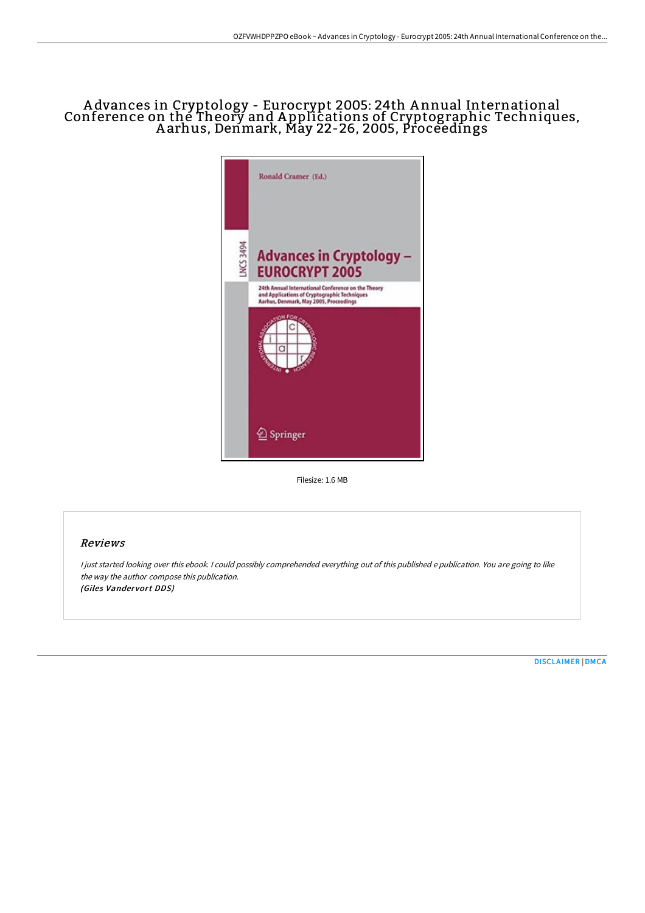# Advances in Cryptology - Eurocrypt 2005: 24th Annual International Conference on the Theory and Applications of Cryptographic Techniques, Aarhus, Denmark, May 22-26, 2005, Proceedings

Filesize: 1.6 MB

## Reviews

*I just started looking over this ebook. I could possibly comprehended everything out of this published e publication. You are going to like the way the author compose this publication.*
***(Giles Vandervort DDS)***

DISCLAIMER | DMCA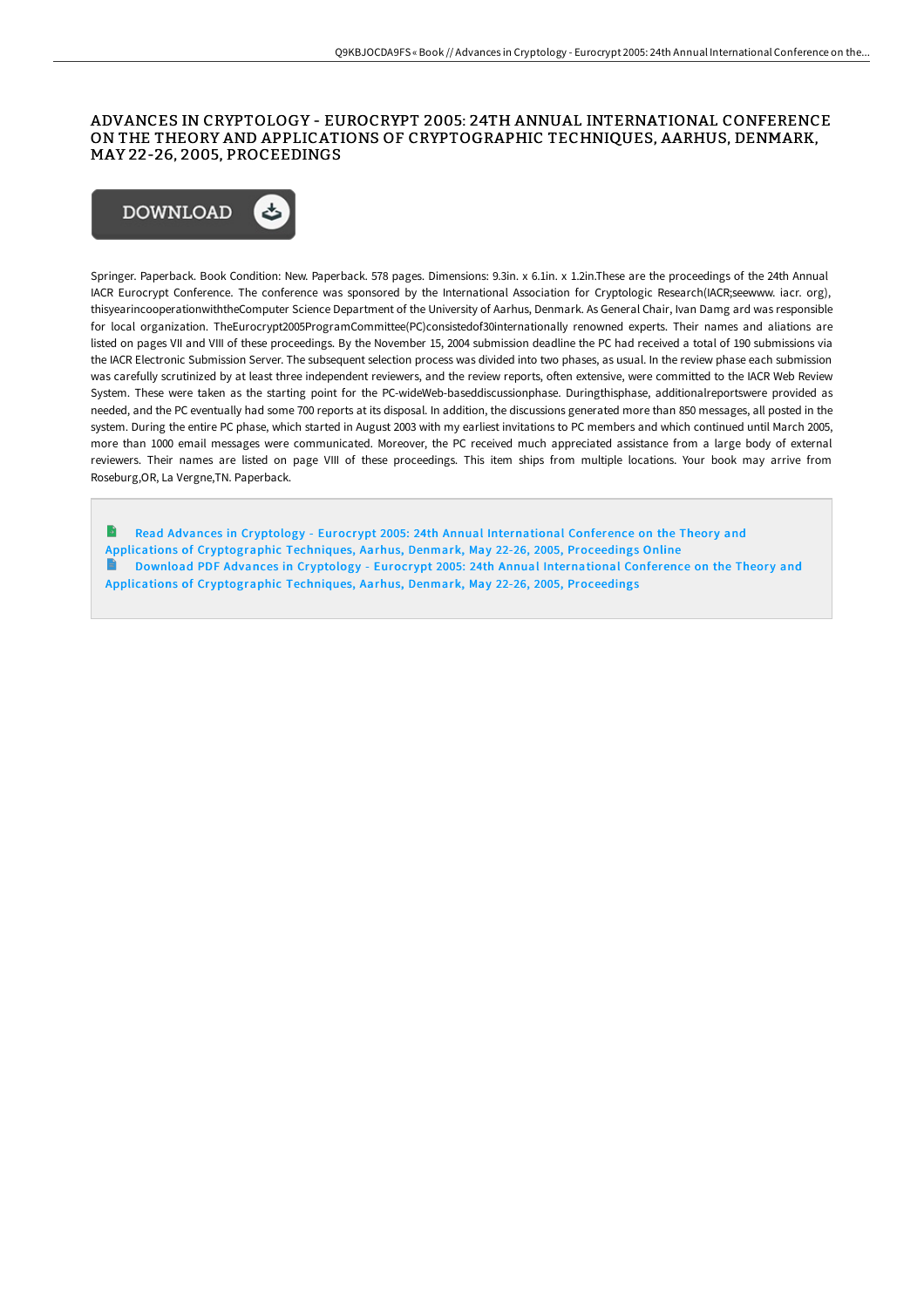# ADVANCES IN CRYPTOLOGY - EUROCRYPT 2005: 24TH ANNUAL INTERNATIONAL CONFERENCE ON THE THEORY AND APPLICATIONS OF CRYPTOGRAPHIC TECHNIQUES, AARHUS, DENMARK, MAY 22-26, 2005, PROCEEDINGS

DOWNLOAD

Springer. Paperback. Book Condition: New. Paperback. 578 pages. Dimensions: 9.3in. x 6.1in. x 1.2in.These are the proceedings of the 24th Annual IACR Eurocrypt Conference. The conference was sponsored by the International Association for Cryptologic Research(IACR;seewww. iacr. org), thisyearincooperationwiththeComputer Science Department of the University of Aarhus, Denmark. As General Chair, Ivan Damg ard was responsible for local organization. TheEurocrypt2005ProgramCommittee(PC)consistedof30internationally renowned experts. Their names and aliations are listed on pages VII and VIII of these proceedings. By the November 15, 2004 submission deadline the PC had received a total of 190 submissions via the IACR Electronic Submission Server. The subsequent selection process was divided into two phases, as usual. In the review phase each submission was carefully scrutinized by at least three independent reviewers, and the review reports, often extensive, were committed to the IACR Web Review System. These were taken as the starting point for the PC-wideWeb-baseddiscussionphase. Duringthisphase, additionalreportswere provided as needed, and the PC eventually had some 700 reports at its disposal. In addition, the discussions generated more than 850 messages, all posted in the system. During the entire PC phase, which started in August 2003 with my earliest invitations to PC members and which continued until March 2005, more than 1000 email messages were communicated. Moreover, the PC received much appreciated assistance from a large body of external reviewers. Their names are listed on page VIII of these proceedings. This item ships from multiple locations. Your book may arrive from Roseburg,OR, La Vergne,TN. Paperback.

Read Advances in Cryptology - Eurocrypt 2005: 24th Annual International Conference on the Theory and Applications of Cryptographic Techniques, Aarhus, Denmark, May 22-26, 2005, Proceedings Online

Download PDF Advances in Cryptology - Eurocrypt 2005: 24th Annual International Conference on the Theory and Applications of Cryptographic Techniques, Aarhus, Denmark, May 22-26, 2005, Proceedings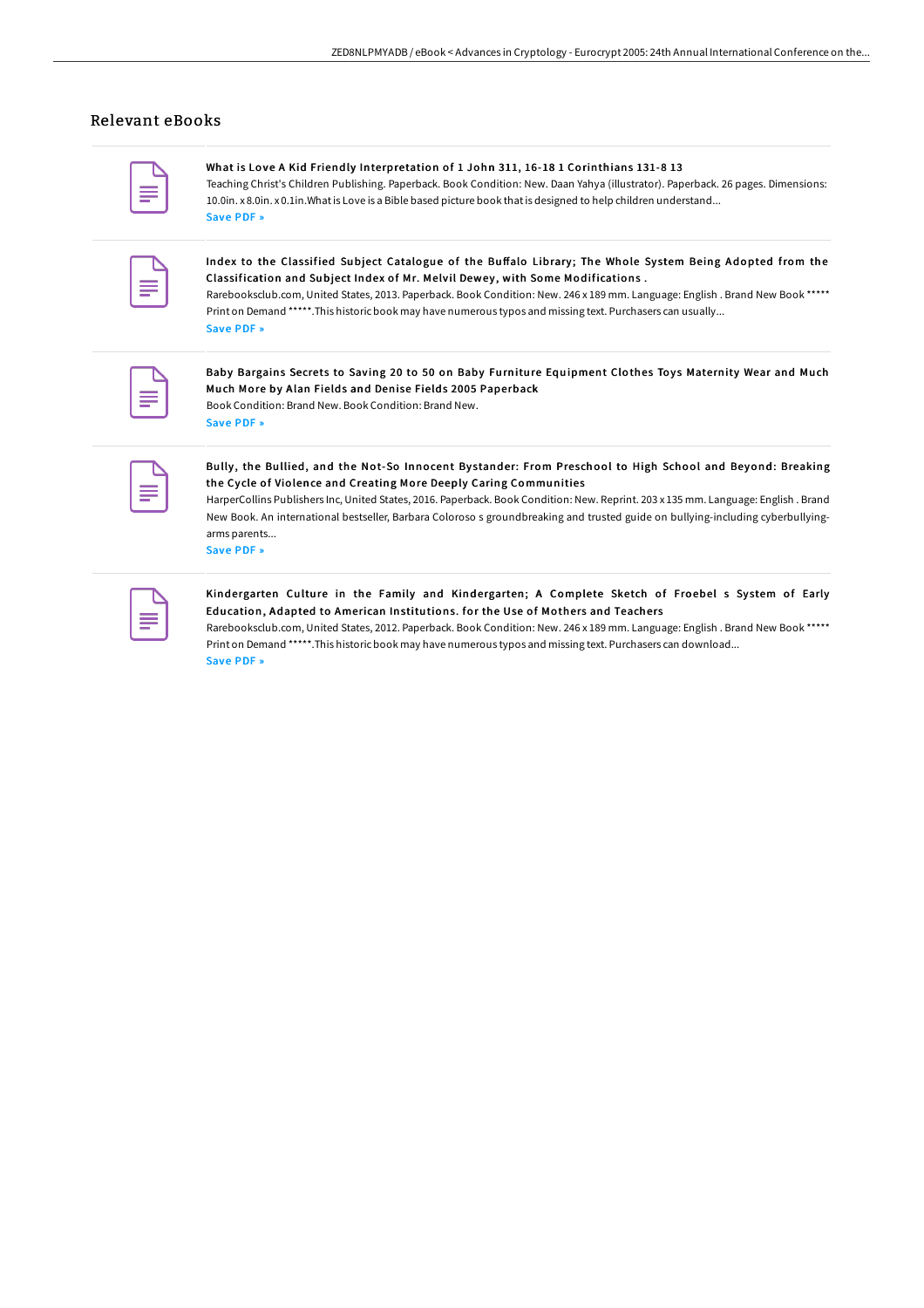## Relevant eBooks

**What is Love A Kid Friendly Interpretation of 1 John 311, 16-18 1 Corinthians 131-8 13**

Teaching Christ's Children Publishing. Paperback. Book Condition: New. Daan Yahya (illustrator). Paperback. 26 pages. Dimensions: 10.0in. x 8.0in. x 0.1in.What is Love is a Bible based picture book that is designed to help children understand...

Save PDF »

**Index to the Classified Subject Catalogue of the Buffalo Library; The Whole System Being Adopted from the Classification and Subject Index of Mr. Melvil Dewey, with Some Modifications .**

Rarebooksclub.com, United States, 2013. Paperback. Book Condition: New. 246 x 189 mm. Language: English . Brand New Book ***** Print on Demand *****.This historic book may have numerous typos and missing text. Purchasers can usually...

Save PDF »

**Baby Bargains Secrets to Saving 20 to 50 on Baby Furniture Equipment Clothes Toys Maternity Wear and Much Much More by Alan Fields and Denise Fields 2005 Paperback**

Book Condition: Brand New. Book Condition: Brand New.

Save PDF »

**Bully, the Bullied, and the Not-So Innocent Bystander: From Preschool to High School and Beyond: Breaking the Cycle of Violence and Creating More Deeply Caring Communities**

HarperCollins Publishers Inc, United States, 2016. Paperback. Book Condition: New. Reprint. 203 x 135 mm. Language: English . Brand New Book. An international bestseller, Barbara Coloroso s groundbreaking and trusted guide on bullying-including cyberbullying-arms parents...

Save PDF »

**Kindergarten Culture in the Family and Kindergarten; A Complete Sketch of Froebel s System of Early Education, Adapted to American Institutions. for the Use of Mothers and Teachers**

Rarebooksclub.com, United States, 2012. Paperback. Book Condition: New. 246 x 189 mm. Language: English . Brand New Book ***** Print on Demand *****.This historic book may have numerous typos and missing text. Purchasers can download...

Save PDF »